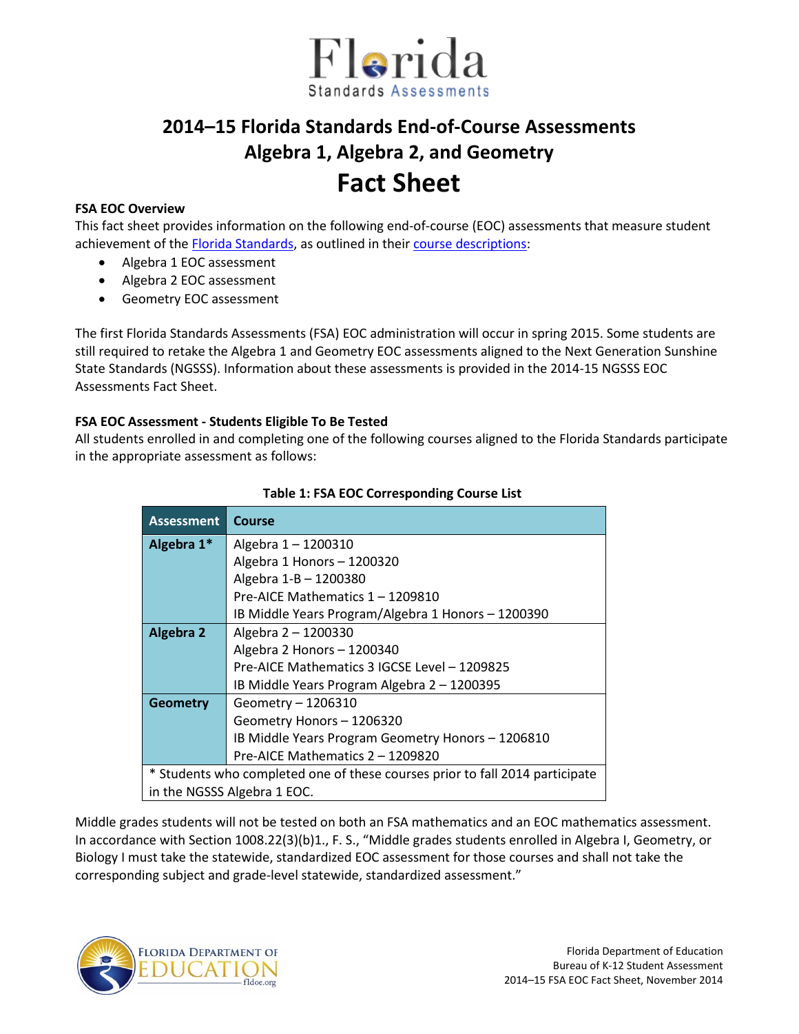# 2014–15 Florida Standards End-of-Course Assessments Algebra 1, Algebra 2, and Geometry

## Fact Sheet

### FSA EOC Overview

This fact sheet provides information on the following end-of-course (EOC) assessments that measure student achievement of the Florida Standards, as outlined in their course descriptions:

- Algebra 1 EOC assessment
- Algebra 2 EOC assessment
- Geometry EOC assessment

The first Florida Standards Assessments (FSA) EOC administration will occur in spring 2015. Some students are still required to retake the Algebra 1 and Geometry EOC assessments aligned to the Next Generation Sunshine State Standards (NGSSS). Information about these assessments is provided in the 2014-15 NGSSS EOC Assessments Fact Sheet.

### FSA EOC Assessment - Students Eligible To Be Tested

All students enrolled in and completing one of the following courses aligned to the Florida Standards participate in the appropriate assessment as follows:

**Table 1: FSA EOC Corresponding Course List**

| Assessment | Course |
|---|---|
| **Algebra 1*** | Algebra 1 – 1200310<br>Algebra 1 Honors – 1200320<br>Algebra 1-B – 1200380<br>Pre-AICE Mathematics 1 – 1209810<br>IB Middle Years Program/Algebra 1 Honors – 1200390 |
| **Algebra 2** | Algebra 2 – 1200330<br>Algebra 2 Honors – 1200340<br>Pre-AICE Mathematics 3 IGCSE Level – 1209825<br>IB Middle Years Program Algebra 2 – 1200395 |
| **Geometry** | Geometry – 1206310<br>Geometry Honors – 1206320<br>IB Middle Years Program Geometry Honors – 1206810<br>Pre-AICE Mathematics 2 – 1209820 |
| * Students who completed one of these courses prior to fall 2014 participate in the NGSSS Algebra 1 EOC. | |

Middle grades students will not be tested on both an FSA mathematics and an EOC mathematics assessment. In accordance with Section 1008.22(3)(b)1., F. S., "Middle grades students enrolled in Algebra I, Geometry, or Biology I must take the statewide, standardized EOC assessment for those courses and shall not take the corresponding subject and grade-level statewide, standardized assessment."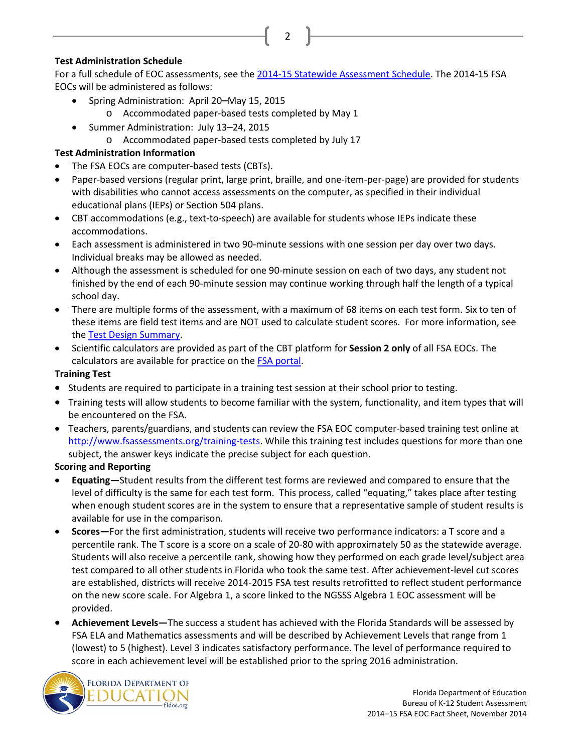**Test Administration Schedule**

For a full schedule of EOC assessments, see the [2014-15 Statewide Assessment Schedule](). The 2014-15 FSA EOCs will be administered as follows:

- Spring Administration: April 20–May 15, 2015
  - Accommodated paper-based tests completed by May 1
- Summer Administration: July 13–24, 2015
  - Accommodated paper-based tests completed by July 17

**Test Administration Information**

- The FSA EOCs are computer-based tests (CBTs).
- Paper-based versions (regular print, large print, braille, and one-item-per-page) are provided for students with disabilities who cannot access assessments on the computer, as specified in their individual educational plans (IEPs) or Section 504 plans.
- CBT accommodations (e.g., text-to-speech) are available for students whose IEPs indicate these accommodations.
- Each assessment is administered in two 90-minute sessions with one session per day over two days. Individual breaks may be allowed as needed.
- Although the assessment is scheduled for one 90-minute session on each of two days, any student not finished by the end of each 90-minute session may continue working through half the length of a typical school day.
- There are multiple forms of the assessment, with a maximum of 68 items on each test form. Six to ten of these items are field test items and are NOT used to calculate student scores. For more information, see the Test Design Summary.
- Scientific calculators are provided as part of the CBT platform for **Session 2 only** of all FSA EOCs. The calculators are available for practice on the FSA portal.

**Training Test**

- Students are required to participate in a training test session at their school prior to testing.
- Training tests will allow students to become familiar with the system, functionality, and item types that will be encountered on the FSA.
- Teachers, parents/guardians, and students can review the FSA EOC computer-based training test online at http://www.fsassessments.org/training-tests. While this training test includes questions for more than one subject, the answer keys indicate the precise subject for each question.

**Scoring and Reporting**

- **Equating—**Student results from the different test forms are reviewed and compared to ensure that the level of difficulty is the same for each test form. This process, called "equating," takes place after testing when enough student scores are in the system to ensure that a representative sample of student results is available for use in the comparison.
- **Scores—**For the first administration, students will receive two performance indicators: a T score and a percentile rank. The T score is a score on a scale of 20-80 with approximately 50 as the statewide average. Students will also receive a percentile rank, showing how they performed on each grade level/subject area test compared to all other students in Florida who took the same test. After achievement-level cut scores are established, districts will receive 2014-2015 FSA test results retrofitted to reflect student performance on the new score scale. For Algebra 1, a score linked to the NGSSS Algebra 1 EOC assessment will be provided.
- **Achievement Levels—**The success a student has achieved with the Florida Standards will be assessed by FSA ELA and Mathematics assessments and will be described by Achievement Levels that range from 1 (lowest) to 5 (highest). Level 3 indicates satisfactory performance. The level of performance required to score in each achievement level will be established prior to the spring 2016 administration.